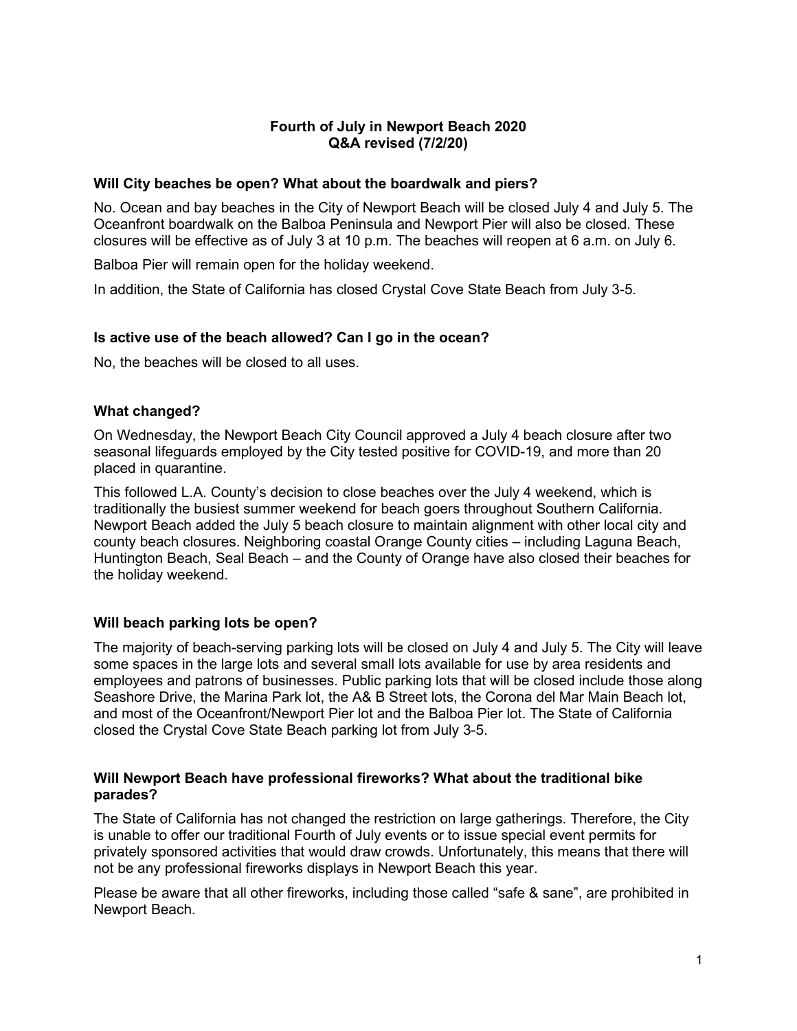# Fourth of July in Newport Beach 2020
## Q&A revised (7/2/20)

### Will City beaches be open? What about the boardwalk and piers?

No. Ocean and bay beaches in the City of Newport Beach will be closed July 4 and July 5. The Oceanfront boardwalk on the Balboa Peninsula and Newport Pier will also be closed. These closures will be effective as of July 3 at 10 p.m. The beaches will reopen at 6 a.m. on July 6.

Balboa Pier will remain open for the holiday weekend.

In addition, the State of California has closed Crystal Cove State Beach from July 3-5.

### Is active use of the beach allowed? Can I go in the ocean?

No, the beaches will be closed to all uses.

### What changed?

On Wednesday, the Newport Beach City Council approved a July 4 beach closure after two seasonal lifeguards employed by the City tested positive for COVID-19, and more than 20 placed in quarantine.

This followed L.A. County's decision to close beaches over the July 4 weekend, which is traditionally the busiest summer weekend for beach goers throughout Southern California. Newport Beach added the July 5 beach closure to maintain alignment with other local city and county beach closures. Neighboring coastal Orange County cities – including Laguna Beach, Huntington Beach, Seal Beach – and the County of Orange have also closed their beaches for the holiday weekend.

### Will beach parking lots be open?

The majority of beach-serving parking lots will be closed on July 4 and July 5. The City will leave some spaces in the large lots and several small lots available for use by area residents and employees and patrons of businesses. Public parking lots that will be closed include those along Seashore Drive, the Marina Park lot, the A& B Street lots, the Corona del Mar Main Beach lot, and most of the Oceanfront/Newport Pier lot and the Balboa Pier lot. The State of California closed the Crystal Cove State Beach parking lot from July 3-5.

### Will Newport Beach have professional fireworks? What about the traditional bike parades?

The State of California has not changed the restriction on large gatherings. Therefore, the City is unable to offer our traditional Fourth of July events or to issue special event permits for privately sponsored activities that would draw crowds. Unfortunately, this means that there will not be any professional fireworks displays in Newport Beach this year.

Please be aware that all other fireworks, including those called "safe & sane", are prohibited in Newport Beach.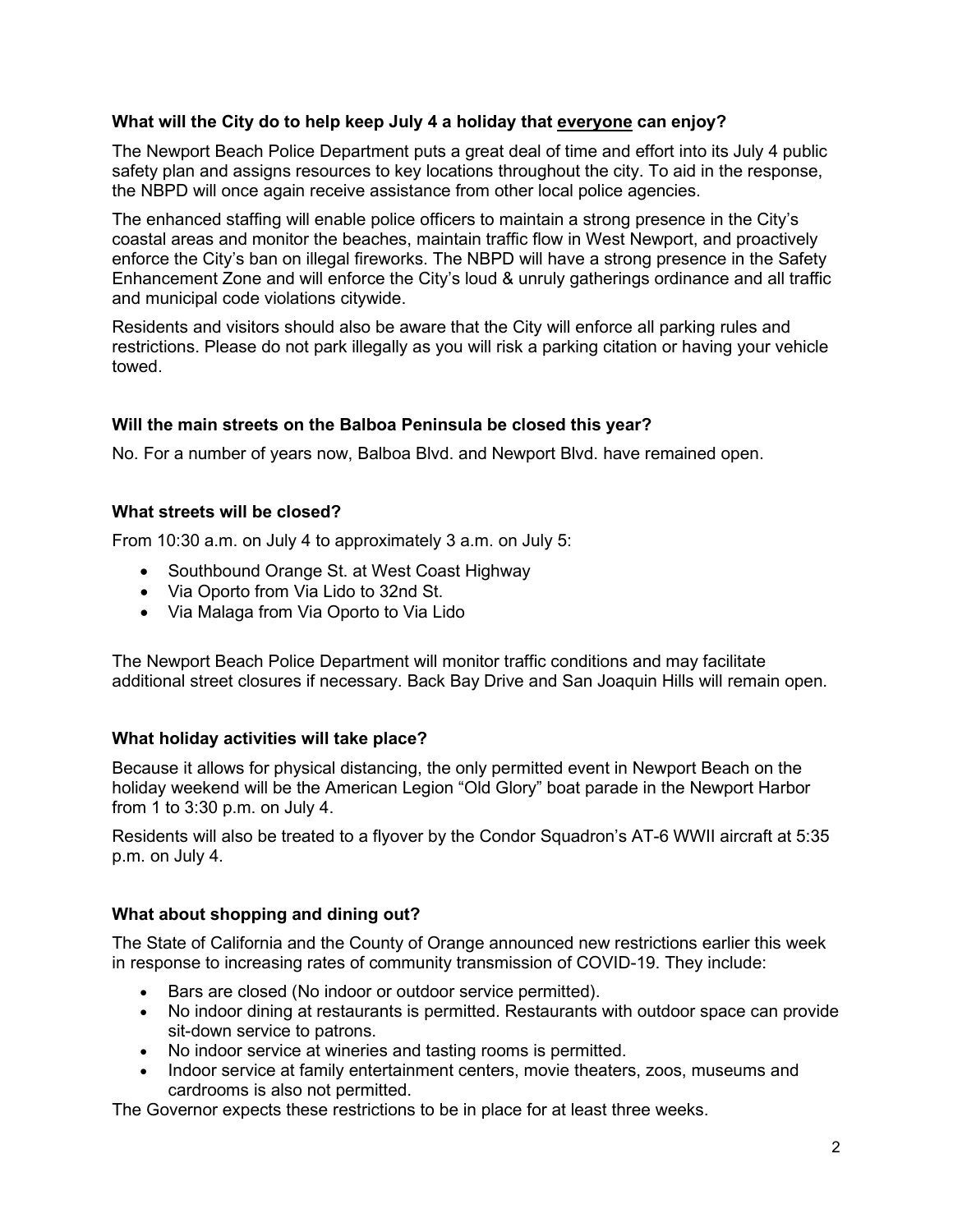### What will the City do to help keep July 4 a holiday that everyone can enjoy?

The Newport Beach Police Department puts a great deal of time and effort into its July 4 public safety plan and assigns resources to key locations throughout the city. To aid in the response, the NBPD will once again receive assistance from other local police agencies.

The enhanced staffing will enable police officers to maintain a strong presence in the City's coastal areas and monitor the beaches, maintain traffic flow in West Newport, and proactively enforce the City's ban on illegal fireworks. The NBPD will have a strong presence in the Safety Enhancement Zone and will enforce the City's loud & unruly gatherings ordinance and all traffic and municipal code violations citywide.

Residents and visitors should also be aware that the City will enforce all parking rules and restrictions. Please do not park illegally as you will risk a parking citation or having your vehicle towed.

### Will the main streets on the Balboa Peninsula be closed this year?

No. For a number of years now, Balboa Blvd. and Newport Blvd. have remained open.

### What streets will be closed?

From 10:30 a.m. on July 4 to approximately 3 a.m. on July 5:

- Southbound Orange St. at West Coast Highway
- Via Oporto from Via Lido to 32nd St.
- Via Malaga from Via Oporto to Via Lido

The Newport Beach Police Department will monitor traffic conditions and may facilitate additional street closures if necessary. Back Bay Drive and San Joaquin Hills will remain open.

### What holiday activities will take place?

Because it allows for physical distancing, the only permitted event in Newport Beach on the holiday weekend will be the American Legion "Old Glory" boat parade in the Newport Harbor from 1 to 3:30 p.m. on July 4.

Residents will also be treated to a flyover by the Condor Squadron's AT-6 WWII aircraft at 5:35 p.m. on July 4.

### What about shopping and dining out?

The State of California and the County of Orange announced new restrictions earlier this week in response to increasing rates of community transmission of COVID-19. They include:

- Bars are closed (No indoor or outdoor service permitted).
- No indoor dining at restaurants is permitted. Restaurants with outdoor space can provide sit-down service to patrons.
- No indoor service at wineries and tasting rooms is permitted.
- Indoor service at family entertainment centers, movie theaters, zoos, museums and cardrooms is also not permitted.

The Governor expects these restrictions to be in place for at least three weeks.